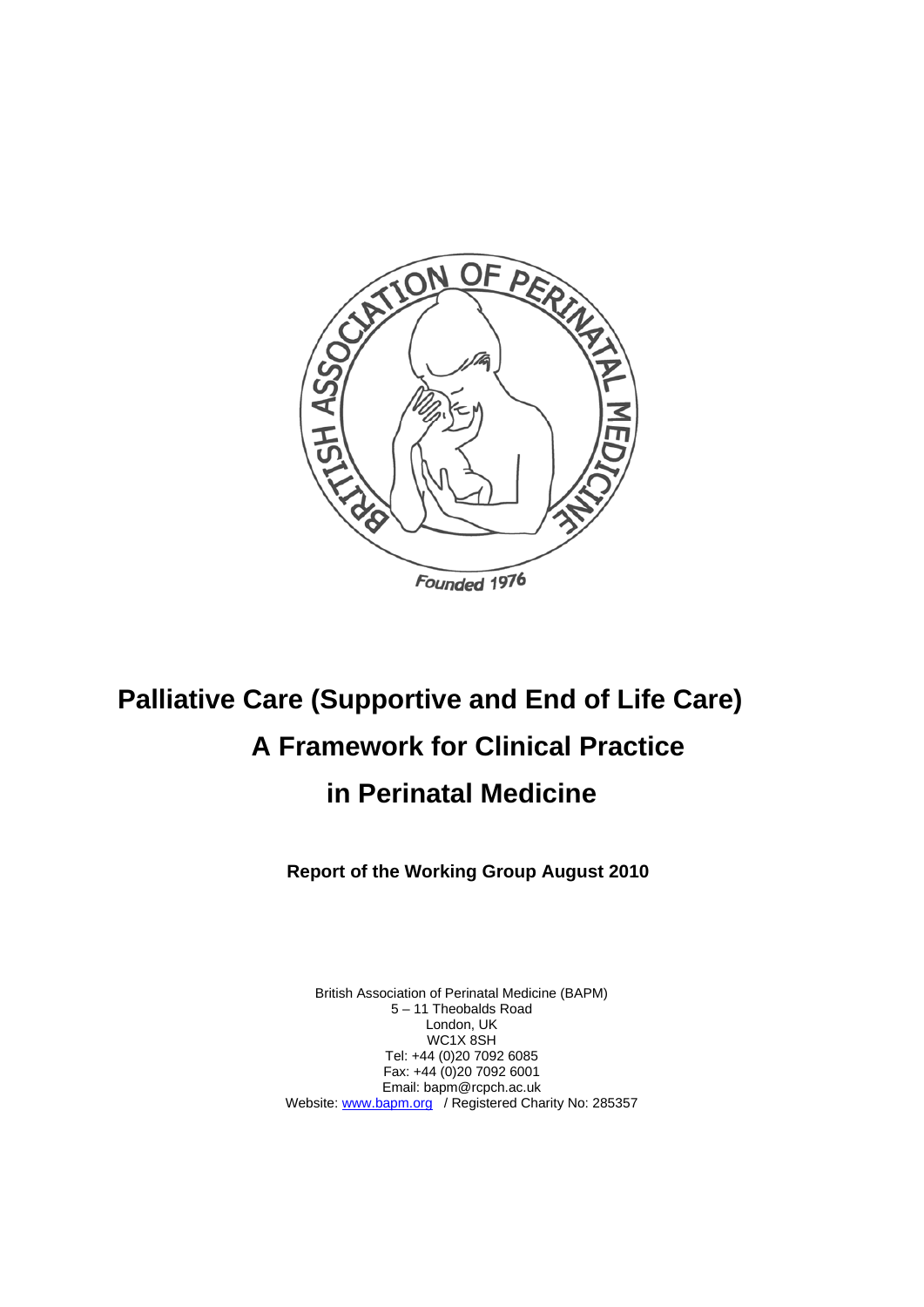# Palliative Care (Supportive and End of Life Care)

# A Framework for Clinical Practice

# in Perinatal Medicine

**Report of the Working Group August 2010**

British Association of Perinatal Medicine (BAPM)
5 – 11 Theobalds Road
London, UK
WC1X 8SH
Tel: +44 (0)20 7092 6085
Fax: +44 (0)20 7092 6001
Email: bapm@rcpch.ac.uk
Website: www.bapm.org / Registered Charity No: 285357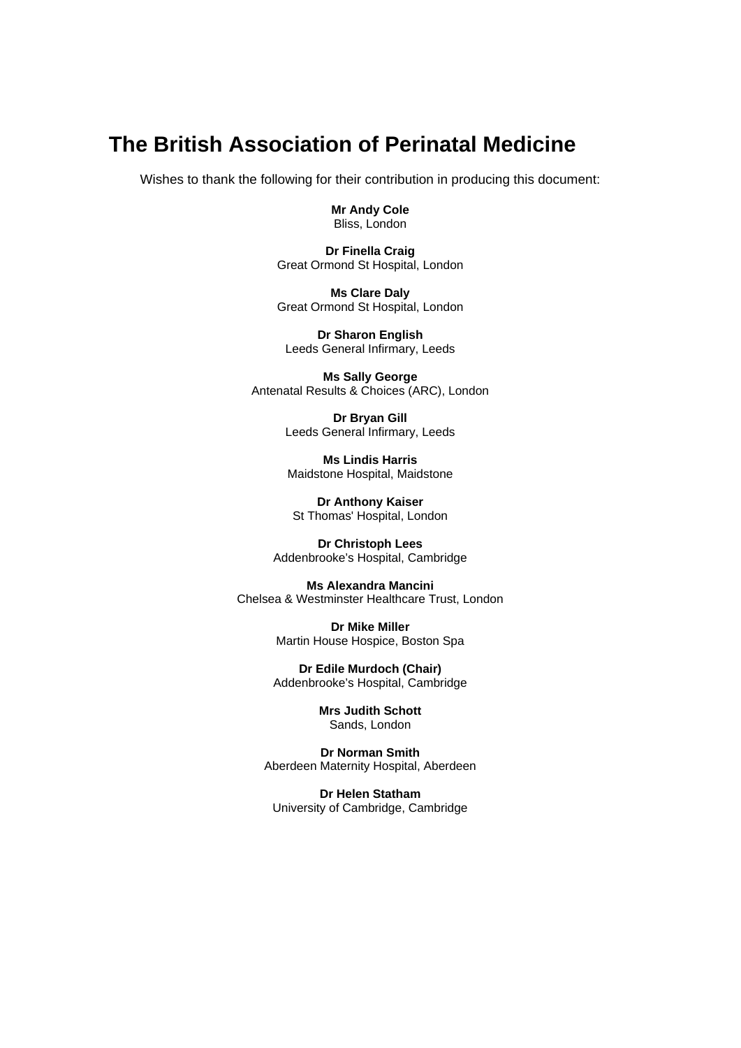# The British Association of Perinatal Medicine

Wishes to thank the following for their contribution in producing this document:

**Mr Andy Cole**
Bliss, London

**Dr Finella Craig**
Great Ormond St Hospital, London

**Ms Clare Daly**
Great Ormond St Hospital, London

**Dr Sharon English**
Leeds General Infirmary, Leeds

**Ms Sally George**
Antenatal Results & Choices (ARC), London

**Dr Bryan Gill**
Leeds General Infirmary, Leeds

**Ms Lindis Harris**
Maidstone Hospital, Maidstone

**Dr Anthony Kaiser**
St Thomas' Hospital, London

**Dr Christoph Lees**
Addenbrooke's Hospital, Cambridge

**Ms Alexandra Mancini**
Chelsea & Westminster Healthcare Trust, London

**Dr Mike Miller**
Martin House Hospice, Boston Spa

**Dr Edile Murdoch (Chair)**
Addenbrooke's Hospital, Cambridge

**Mrs Judith Schott**
Sands, London

**Dr Norman Smith**
Aberdeen Maternity Hospital, Aberdeen

**Dr Helen Statham**
University of Cambridge, Cambridge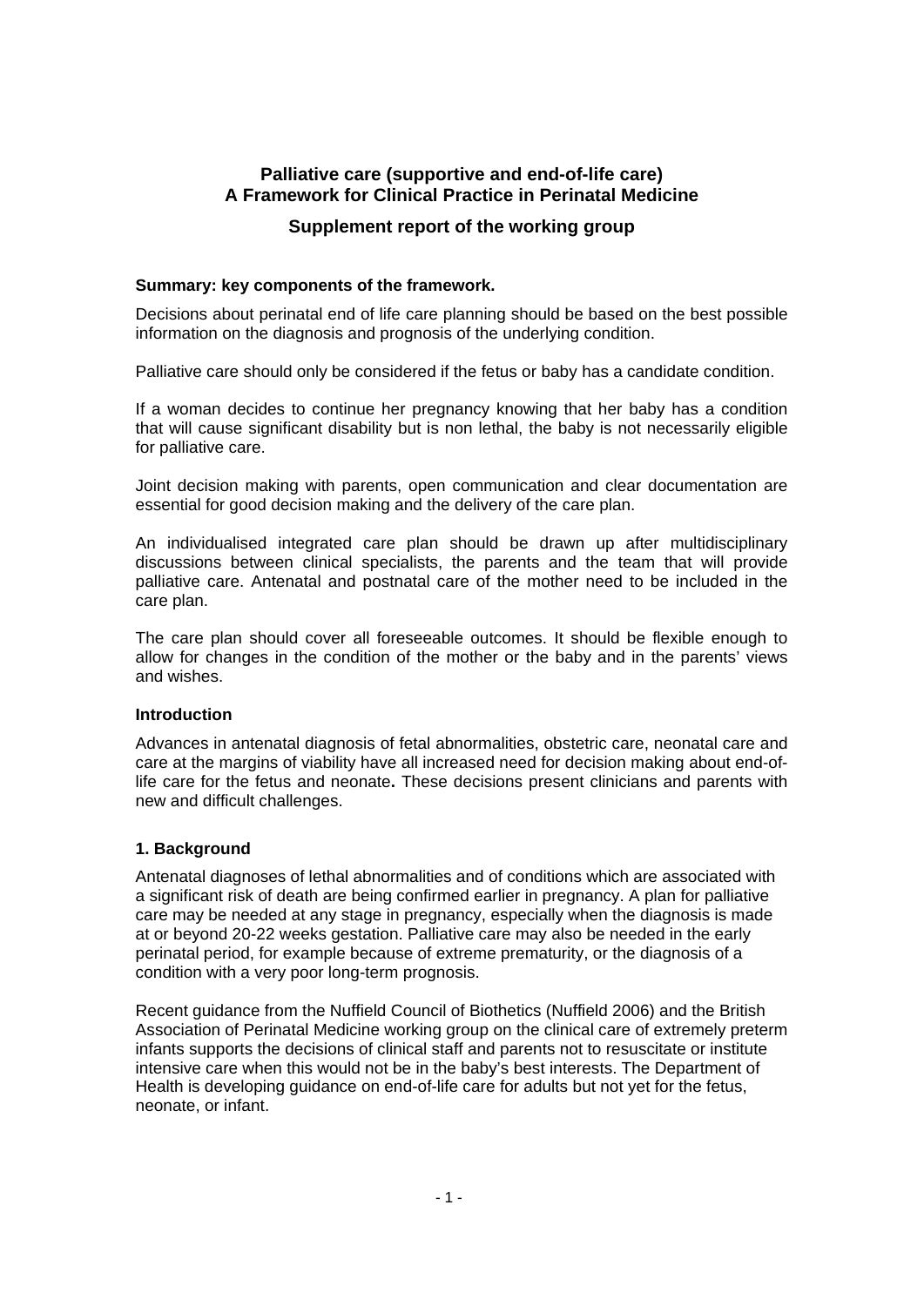## Palliative care (supportive and end-of-life care)
## A Framework for Clinical Practice in Perinatal Medicine

### Supplement report of the working group

**Summary: key components of the framework.**

Decisions about perinatal end of life care planning should be based on the best possible information on the diagnosis and prognosis of the underlying condition.

Palliative care should only be considered if the fetus or baby has a candidate condition.

If a woman decides to continue her pregnancy knowing that her baby has a condition that will cause significant disability but is non lethal, the baby is not necessarily eligible for palliative care.

Joint decision making with parents, open communication and clear documentation are essential for good decision making and the delivery of the care plan.

An individualised integrated care plan should be drawn up after multidisciplinary discussions between clinical specialists, the parents and the team that will provide palliative care. Antenatal and postnatal care of the mother need to be included in the care plan.

The care plan should cover all foreseeable outcomes. It should be flexible enough to allow for changes in the condition of the mother or the baby and in the parents' views and wishes.

**Introduction**

Advances in antenatal diagnosis of fetal abnormalities, obstetric care, neonatal care and care at the margins of viability have all increased need for decision making about end-of-life care for the fetus and neonate**.** These decisions present clinicians and parents with new and difficult challenges.

### 1. Background

Antenatal diagnoses of lethal abnormalities and of conditions which are associated with a significant risk of death are being confirmed earlier in pregnancy. A plan for palliative care may be needed at any stage in pregnancy, especially when the diagnosis is made at or beyond 20-22 weeks gestation. Palliative care may also be needed in the early perinatal period, for example because of extreme prematurity, or the diagnosis of a condition with a very poor long-term prognosis.

Recent guidance from the Nuffield Council of Biothetics (Nuffield 2006) and the British Association of Perinatal Medicine working group on the clinical care of extremely preterm infants supports the decisions of clinical staff and parents not to resuscitate or institute intensive care when this would not be in the baby's best interests. The Department of Health is developing guidance on end-of-life care for adults but not yet for the fetus, neonate, or infant.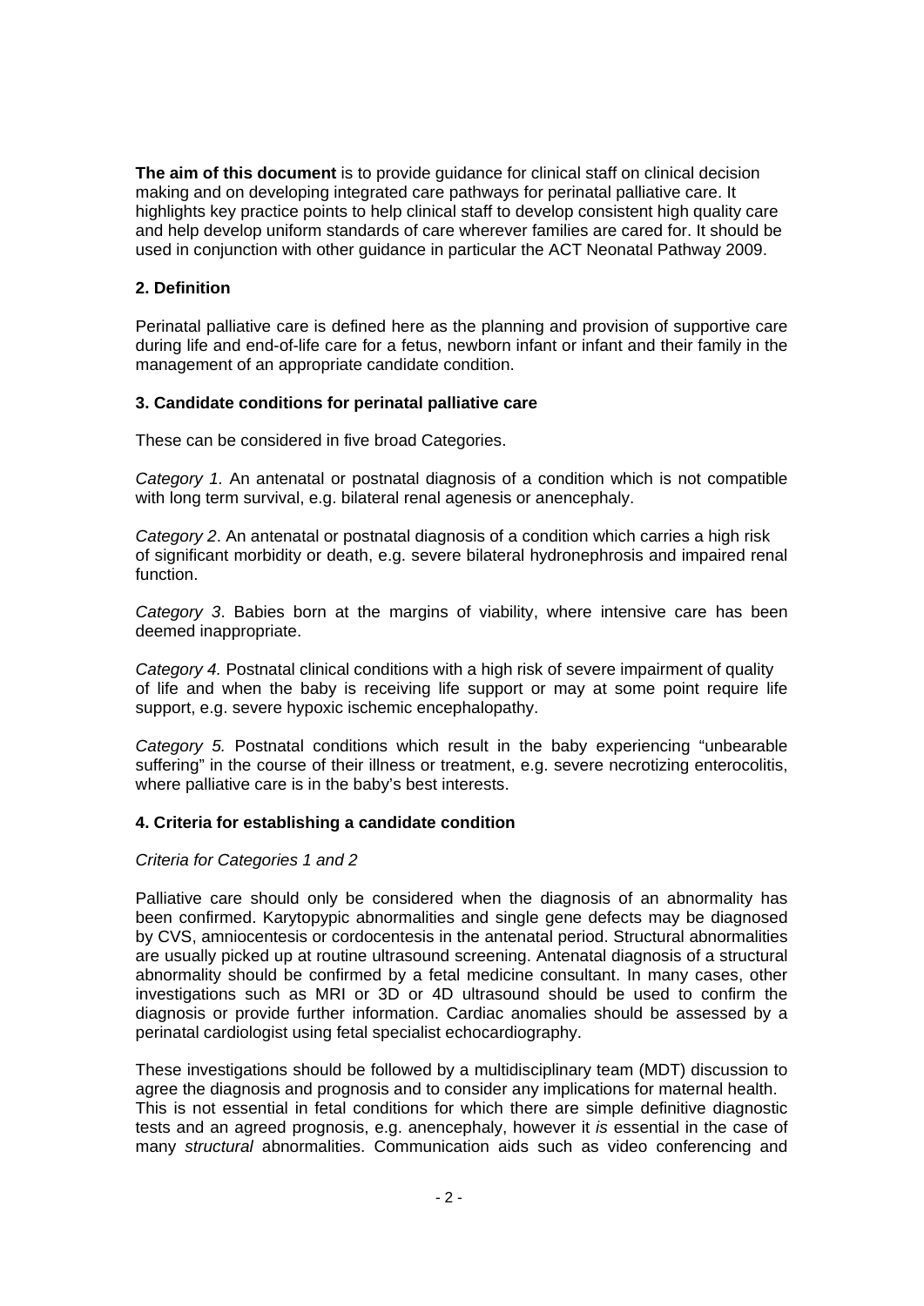**The aim of this document** is to provide guidance for clinical staff on clinical decision making and on developing integrated care pathways for perinatal palliative care. It highlights key practice points to help clinical staff to develop consistent high quality care and help develop uniform standards of care wherever families are cared for. It should be used in conjunction with other guidance in particular the ACT Neonatal Pathway 2009.

## 2. Definition

Perinatal palliative care is defined here as the planning and provision of supportive care during life and end-of-life care for a fetus, newborn infant or infant and their family in the management of an appropriate candidate condition.

## 3. Candidate conditions for perinatal palliative care

These can be considered in five broad Categories.

*Category 1.* An antenatal or postnatal diagnosis of a condition which is not compatible with long term survival, e.g. bilateral renal agenesis or anencephaly.

*Category 2*. An antenatal or postnatal diagnosis of a condition which carries a high risk of significant morbidity or death, e.g. severe bilateral hydronephrosis and impaired renal function.

*Category 3*. Babies born at the margins of viability, where intensive care has been deemed inappropriate.

*Category 4.* Postnatal clinical conditions with a high risk of severe impairment of quality of life and when the baby is receiving life support or may at some point require life support, e.g. severe hypoxic ischemic encephalopathy.

*Category 5.* Postnatal conditions which result in the baby experiencing "unbearable suffering" in the course of their illness or treatment, e.g. severe necrotizing enterocolitis, where palliative care is in the baby's best interests.

## 4. Criteria for establishing a candidate condition

*Criteria for Categories 1 and 2*

Palliative care should only be considered when the diagnosis of an abnormality has been confirmed. Karytopypic abnormalities and single gene defects may be diagnosed by CVS, amniocentesis or cordocentesis in the antenatal period. Structural abnormalities are usually picked up at routine ultrasound screening. Antenatal diagnosis of a structural abnormality should be confirmed by a fetal medicine consultant. In many cases, other investigations such as MRI or 3D or 4D ultrasound should be used to confirm the diagnosis or provide further information. Cardiac anomalies should be assessed by a perinatal cardiologist using fetal specialist echocardiography.

These investigations should be followed by a multidisciplinary team (MDT) discussion to agree the diagnosis and prognosis and to consider any implications for maternal health. This is not essential in fetal conditions for which there are simple definitive diagnostic tests and an agreed prognosis, e.g. anencephaly, however it *is* essential in the case of many *structural* abnormalities. Communication aids such as video conferencing and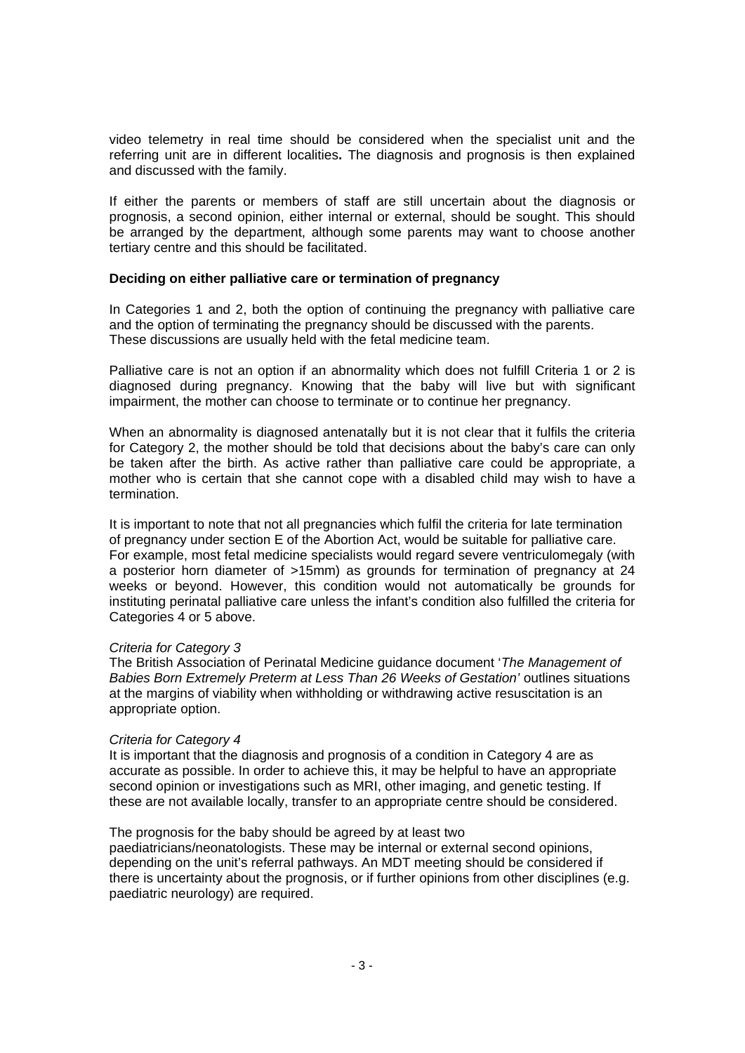video telemetry in real time should be considered when the specialist unit and the referring unit are in different localities**.** The diagnosis and prognosis is then explained and discussed with the family.

If either the parents or members of staff are still uncertain about the diagnosis or prognosis, a second opinion, either internal or external, should be sought. This should be arranged by the department, although some parents may want to choose another tertiary centre and this should be facilitated.

**Deciding on either palliative care or termination of pregnancy**

In Categories 1 and 2, both the option of continuing the pregnancy with palliative care and the option of terminating the pregnancy should be discussed with the parents. These discussions are usually held with the fetal medicine team.

Palliative care is not an option if an abnormality which does not fulfill Criteria 1 or 2 is diagnosed during pregnancy. Knowing that the baby will live but with significant impairment, the mother can choose to terminate or to continue her pregnancy.

When an abnormality is diagnosed antenatally but it is not clear that it fulfils the criteria for Category 2, the mother should be told that decisions about the baby's care can only be taken after the birth. As active rather than palliative care could be appropriate, a mother who is certain that she cannot cope with a disabled child may wish to have a termination.

It is important to note that not all pregnancies which fulfil the criteria for late termination of pregnancy under section E of the Abortion Act, would be suitable for palliative care. For example, most fetal medicine specialists would regard severe ventriculomegaly (with a posterior horn diameter of >15mm) as grounds for termination of pregnancy at 24 weeks or beyond. However, this condition would not automatically be grounds for instituting perinatal palliative care unless the infant's condition also fulfilled the criteria for Categories 4 or 5 above.

*Criteria for Category 3*

The British Association of Perinatal Medicine guidance document '*The Management of Babies Born Extremely Preterm at Less Than 26 Weeks of Gestation'* outlines situations at the margins of viability when withholding or withdrawing active resuscitation is an appropriate option.

*Criteria for Category 4*

It is important that the diagnosis and prognosis of a condition in Category 4 are as accurate as possible. In order to achieve this, it may be helpful to have an appropriate second opinion or investigations such as MRI, other imaging, and genetic testing. If these are not available locally, transfer to an appropriate centre should be considered.

The prognosis for the baby should be agreed by at least two paediatricians/neonatologists. These may be internal or external second opinions, depending on the unit's referral pathways. An MDT meeting should be considered if there is uncertainty about the prognosis, or if further opinions from other disciplines (e.g. paediatric neurology) are required.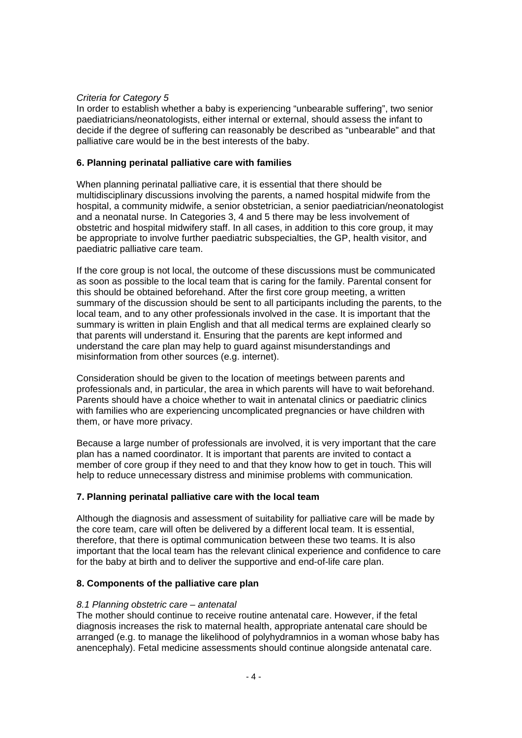*Criteria for Category 5*

In order to establish whether a baby is experiencing "unbearable suffering", two senior paediatricians/neonatologists, either internal or external, should assess the infant to decide if the degree of suffering can reasonably be described as "unbearable" and that palliative care would be in the best interests of the baby.

## 6. Planning perinatal palliative care with families

When planning perinatal palliative care, it is essential that there should be multidisciplinary discussions involving the parents, a named hospital midwife from the hospital, a community midwife, a senior obstetrician, a senior paediatrician/neonatologist and a neonatal nurse. In Categories 3, 4 and 5 there may be less involvement of obstetric and hospital midwifery staff. In all cases, in addition to this core group, it may be appropriate to involve further paediatric subspecialties, the GP, health visitor, and paediatric palliative care team.

If the core group is not local, the outcome of these discussions must be communicated as soon as possible to the local team that is caring for the family. Parental consent for this should be obtained beforehand. After the first core group meeting, a written summary of the discussion should be sent to all participants including the parents, to the local team, and to any other professionals involved in the case. It is important that the summary is written in plain English and that all medical terms are explained clearly so that parents will understand it. Ensuring that the parents are kept informed and understand the care plan may help to guard against misunderstandings and misinformation from other sources (e.g. internet).

Consideration should be given to the location of meetings between parents and professionals and, in particular, the area in which parents will have to wait beforehand. Parents should have a choice whether to wait in antenatal clinics or paediatric clinics with families who are experiencing uncomplicated pregnancies or have children with them, or have more privacy.

Because a large number of professionals are involved, it is very important that the care plan has a named coordinator. It is important that parents are invited to contact a member of core group if they need to and that they know how to get in touch. This will help to reduce unnecessary distress and minimise problems with communication.

## 7. Planning perinatal palliative care with the local team

Although the diagnosis and assessment of suitability for palliative care will be made by the core team, care will often be delivered by a different local team. It is essential, therefore, that there is optimal communication between these two teams. It is also important that the local team has the relevant clinical experience and confidence to care for the baby at birth and to deliver the supportive and end-of-life care plan.

## 8. Components of the palliative care plan

*8.1 Planning obstetric care – antenatal*

The mother should continue to receive routine antenatal care. However, if the fetal diagnosis increases the risk to maternal health, appropriate antenatal care should be arranged (e.g. to manage the likelihood of polyhydramnios in a woman whose baby has anencephaly). Fetal medicine assessments should continue alongside antenatal care.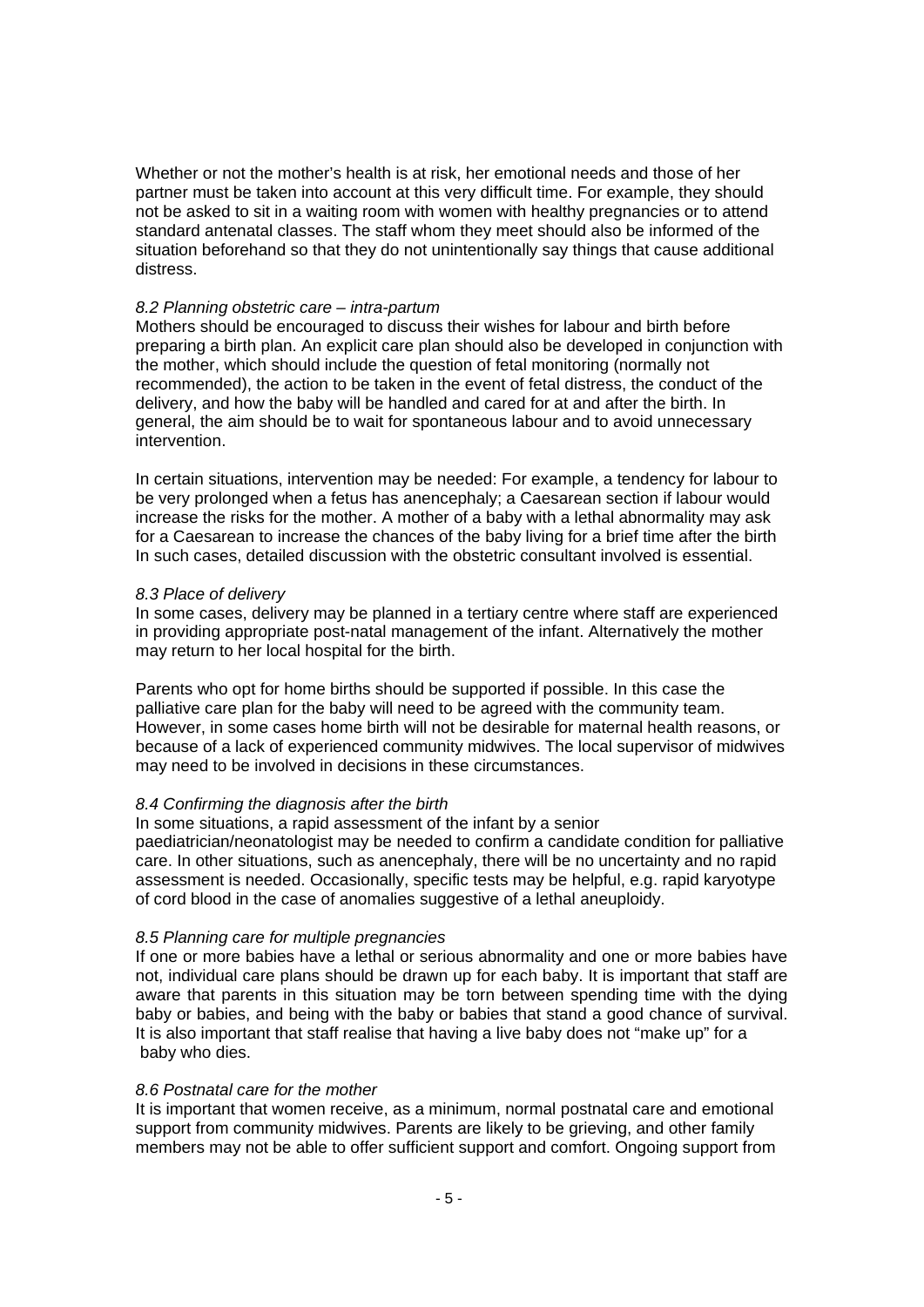Whether or not the mother's health is at risk, her emotional needs and those of her partner must be taken into account at this very difficult time. For example, they should not be asked to sit in a waiting room with women with healthy pregnancies or to attend standard antenatal classes. The staff whom they meet should also be informed of the situation beforehand so that they do not unintentionally say things that cause additional distress.

*8.2 Planning obstetric care – intra-partum*

Mothers should be encouraged to discuss their wishes for labour and birth before preparing a birth plan. An explicit care plan should also be developed in conjunction with the mother, which should include the question of fetal monitoring (normally not recommended), the action to be taken in the event of fetal distress, the conduct of the delivery, and how the baby will be handled and cared for at and after the birth. In general, the aim should be to wait for spontaneous labour and to avoid unnecessary intervention.

In certain situations, intervention may be needed: For example, a tendency for labour to be very prolonged when a fetus has anencephaly; a Caesarean section if labour would increase the risks for the mother. A mother of a baby with a lethal abnormality may ask for a Caesarean to increase the chances of the baby living for a brief time after the birth In such cases, detailed discussion with the obstetric consultant involved is essential.

*8.3 Place of delivery*

In some cases, delivery may be planned in a tertiary centre where staff are experienced in providing appropriate post-natal management of the infant. Alternatively the mother may return to her local hospital for the birth.

Parents who opt for home births should be supported if possible. In this case the palliative care plan for the baby will need to be agreed with the community team. However, in some cases home birth will not be desirable for maternal health reasons, or because of a lack of experienced community midwives. The local supervisor of midwives may need to be involved in decisions in these circumstances.

*8.4 Confirming the diagnosis after the birth*

In some situations, a rapid assessment of the infant by a senior paediatrician/neonatologist may be needed to confirm a candidate condition for palliative care. In other situations, such as anencephaly, there will be no uncertainty and no rapid assessment is needed. Occasionally, specific tests may be helpful, e.g. rapid karyotype of cord blood in the case of anomalies suggestive of a lethal aneuploidy.

*8.5 Planning care for multiple pregnancies*

If one or more babies have a lethal or serious abnormality and one or more babies have not, individual care plans should be drawn up for each baby. It is important that staff are aware that parents in this situation may be torn between spending time with the dying baby or babies, and being with the baby or babies that stand a good chance of survival. It is also important that staff realise that having a live baby does not "make up" for a baby who dies.

*8.6 Postnatal care for the mother*

It is important that women receive, as a minimum, normal postnatal care and emotional support from community midwives. Parents are likely to be grieving, and other family members may not be able to offer sufficient support and comfort. Ongoing support from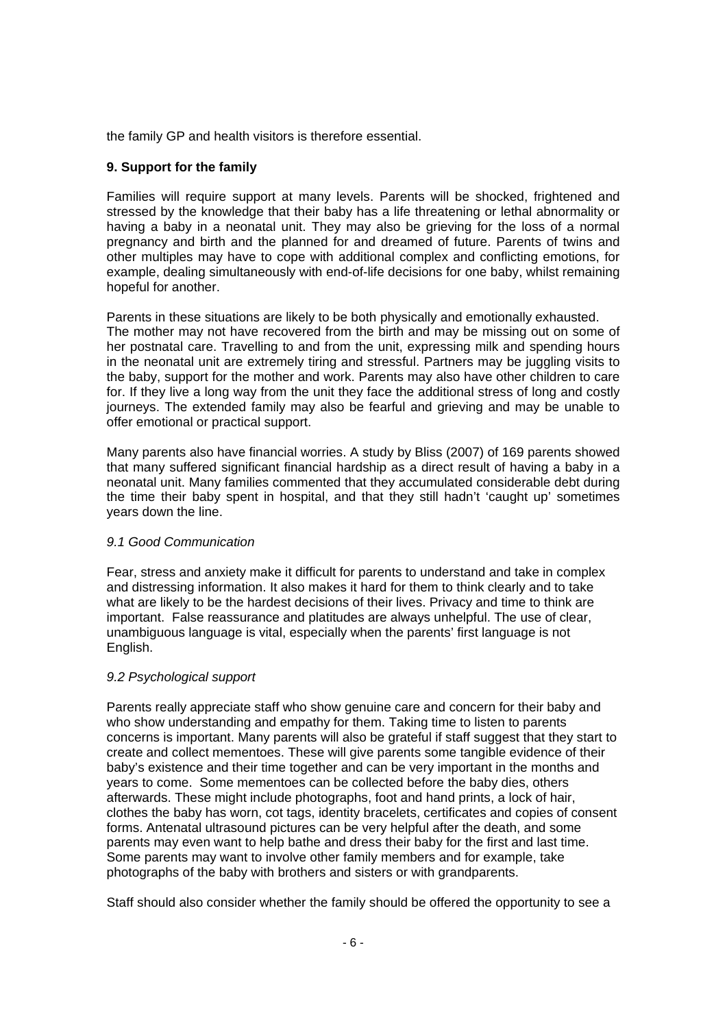the family GP and health visitors is therefore essential.

## 9. Support for the family

Families will require support at many levels. Parents will be shocked, frightened and stressed by the knowledge that their baby has a life threatening or lethal abnormality or having a baby in a neonatal unit. They may also be grieving for the loss of a normal pregnancy and birth and the planned for and dreamed of future. Parents of twins and other multiples may have to cope with additional complex and conflicting emotions, for example, dealing simultaneously with end-of-life decisions for one baby, whilst remaining hopeful for another.

Parents in these situations are likely to be both physically and emotionally exhausted. The mother may not have recovered from the birth and may be missing out on some of her postnatal care. Travelling to and from the unit, expressing milk and spending hours in the neonatal unit are extremely tiring and stressful. Partners may be juggling visits to the baby, support for the mother and work. Parents may also have other children to care for. If they live a long way from the unit they face the additional stress of long and costly journeys. The extended family may also be fearful and grieving and may be unable to offer emotional or practical support.

Many parents also have financial worries. A study by Bliss (2007) of 169 parents showed that many suffered significant financial hardship as a direct result of having a baby in a neonatal unit. Many families commented that they accumulated considerable debt during the time their baby spent in hospital, and that they still hadn't 'caught up' sometimes years down the line.

### *9.1 Good Communication*

Fear, stress and anxiety make it difficult for parents to understand and take in complex and distressing information. It also makes it hard for them to think clearly and to take what are likely to be the hardest decisions of their lives. Privacy and time to think are important. False reassurance and platitudes are always unhelpful. The use of clear, unambiguous language is vital, especially when the parents' first language is not English.

### *9.2 Psychological support*

Parents really appreciate staff who show genuine care and concern for their baby and who show understanding and empathy for them. Taking time to listen to parents concerns is important. Many parents will also be grateful if staff suggest that they start to create and collect mementoes. These will give parents some tangible evidence of their baby's existence and their time together and can be very important in the months and years to come. Some mementoes can be collected before the baby dies, others afterwards. These might include photographs, foot and hand prints, a lock of hair, clothes the baby has worn, cot tags, identity bracelets, certificates and copies of consent forms. Antenatal ultrasound pictures can be very helpful after the death, and some parents may even want to help bathe and dress their baby for the first and last time. Some parents may want to involve other family members and for example, take photographs of the baby with brothers and sisters or with grandparents.

Staff should also consider whether the family should be offered the opportunity to see a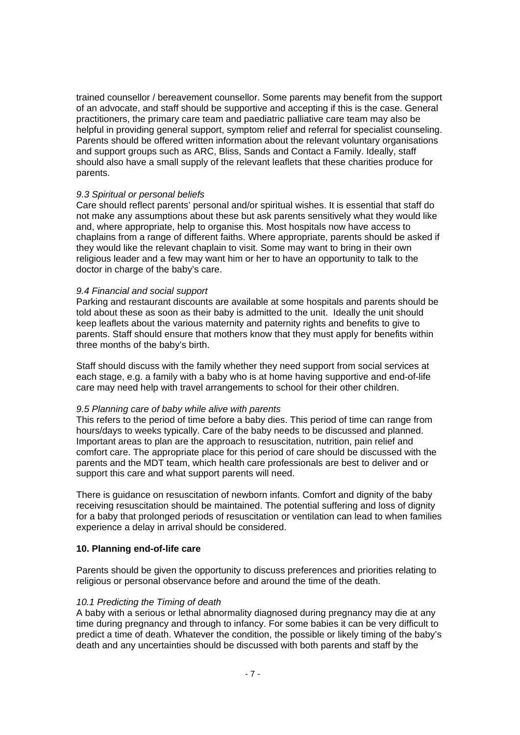trained counsellor / bereavement counsellor. Some parents may benefit from the support of an advocate, and staff should be supportive and accepting if this is the case. General practitioners, the primary care team and paediatric palliative care team may also be helpful in providing general support, symptom relief and referral for specialist counseling. Parents should be offered written information about the relevant voluntary organisations and support groups such as ARC, Bliss, Sands and Contact a Family. Ideally, staff should also have a small supply of the relevant leaflets that these charities produce for parents.

*9.3 Spiritual or personal beliefs*

Care should reflect parents' personal and/or spiritual wishes. It is essential that staff do not make any assumptions about these but ask parents sensitively what they would like and, where appropriate, help to organise this. Most hospitals now have access to chaplains from a range of different faiths. Where appropriate, parents should be asked if they would like the relevant chaplain to visit. Some may want to bring in their own religious leader and a few may want him or her to have an opportunity to talk to the doctor in charge of the baby's care.

*9.4 Financial and social support*

Parking and restaurant discounts are available at some hospitals and parents should be told about these as soon as their baby is admitted to the unit. Ideally the unit should keep leaflets about the various maternity and paternity rights and benefits to give to parents. Staff should ensure that mothers know that they must apply for benefits within three months of the baby's birth.

Staff should discuss with the family whether they need support from social services at each stage, e.g. a family with a baby who is at home having supportive and end-of-life care may need help with travel arrangements to school for their other children.

*9.5 Planning care of baby while alive with parents*

This refers to the period of time before a baby dies. This period of time can range from hours/days to weeks typically. Care of the baby needs to be discussed and planned. Important areas to plan are the approach to resuscitation, nutrition, pain relief and comfort care. The appropriate place for this period of care should be discussed with the parents and the MDT team, which health care professionals are best to deliver and or support this care and what support parents will need.

There is guidance on resuscitation of newborn infants. Comfort and dignity of the baby receiving resuscitation should be maintained. The potential suffering and loss of dignity for a baby that prolonged periods of resuscitation or ventilation can lead to when families experience a delay in arrival should be considered.

## 10. Planning end-of-life care

Parents should be given the opportunity to discuss preferences and priorities relating to religious or personal observance before and around the time of the death.

*10.1 Predicting the Timing of death*

A baby with a serious or lethal abnormality diagnosed during pregnancy may die at any time during pregnancy and through to infancy. For some babies it can be very difficult to predict a time of death. Whatever the condition, the possible or likely timing of the baby's death and any uncertainties should be discussed with both parents and staff by the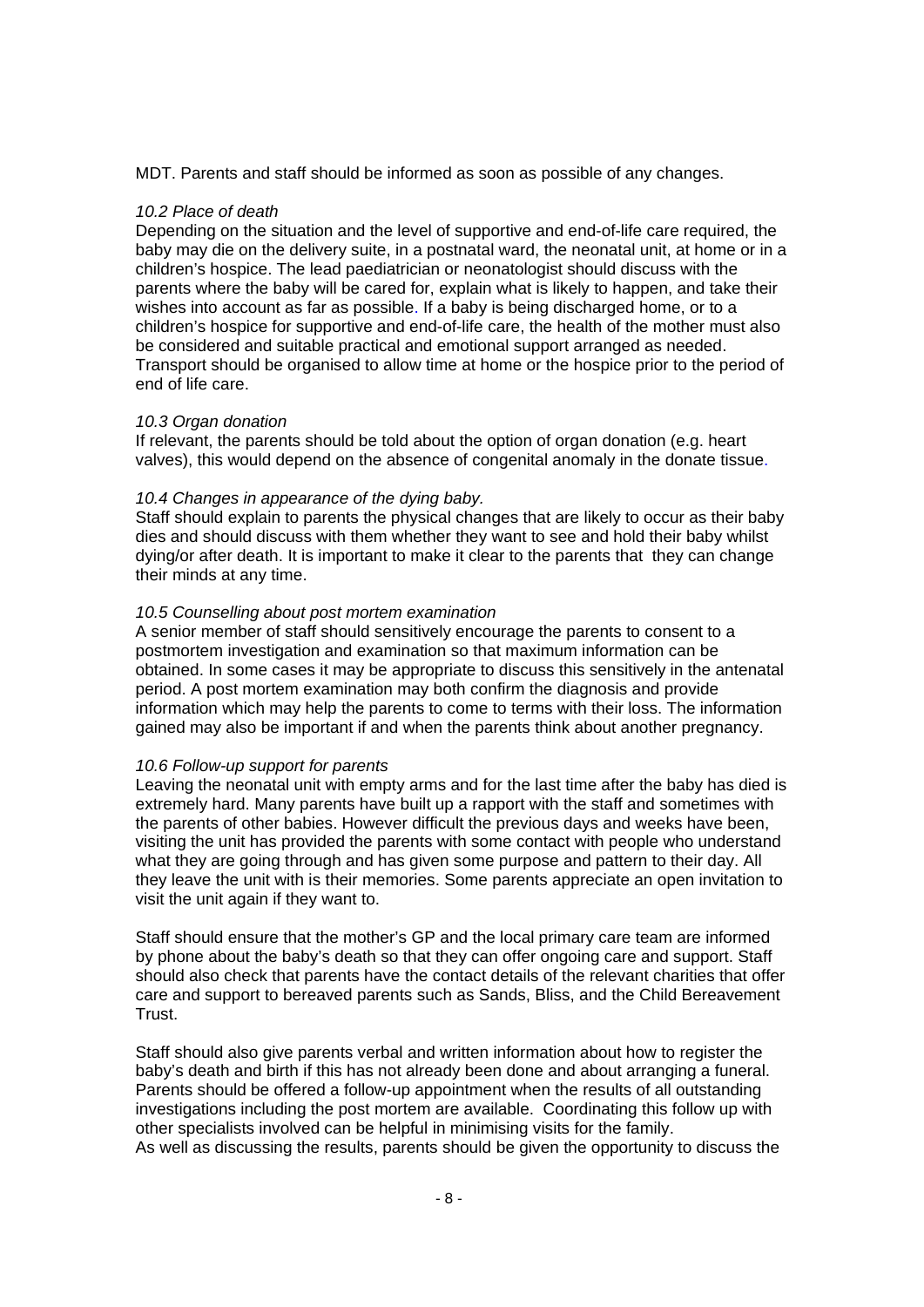MDT. Parents and staff should be informed as soon as possible of any changes.

*10.2 Place of death*

Depending on the situation and the level of supportive and end-of-life care required, the baby may die on the delivery suite, in a postnatal ward, the neonatal unit, at home or in a children's hospice. The lead paediatrician or neonatologist should discuss with the parents where the baby will be cared for, explain what is likely to happen, and take their wishes into account as far as possible. If a baby is being discharged home, or to a children's hospice for supportive and end-of-life care, the health of the mother must also be considered and suitable practical and emotional support arranged as needed. Transport should be organised to allow time at home or the hospice prior to the period of end of life care.

*10.3 Organ donation*

If relevant, the parents should be told about the option of organ donation (e.g. heart valves), this would depend on the absence of congenital anomaly in the donate tissue.

*10.4 Changes in appearance of the dying baby.*

Staff should explain to parents the physical changes that are likely to occur as their baby dies and should discuss with them whether they want to see and hold their baby whilst dying/or after death. It is important to make it clear to the parents that they can change their minds at any time.

*10.5 Counselling about post mortem examination*

A senior member of staff should sensitively encourage the parents to consent to a postmortem investigation and examination so that maximum information can be obtained. In some cases it may be appropriate to discuss this sensitively in the antenatal period. A post mortem examination may both confirm the diagnosis and provide information which may help the parents to come to terms with their loss. The information gained may also be important if and when the parents think about another pregnancy.

*10.6 Follow-up support for parents*

Leaving the neonatal unit with empty arms and for the last time after the baby has died is extremely hard. Many parents have built up a rapport with the staff and sometimes with the parents of other babies. However difficult the previous days and weeks have been, visiting the unit has provided the parents with some contact with people who understand what they are going through and has given some purpose and pattern to their day. All they leave the unit with is their memories. Some parents appreciate an open invitation to visit the unit again if they want to.

Staff should ensure that the mother's GP and the local primary care team are informed by phone about the baby's death so that they can offer ongoing care and support. Staff should also check that parents have the contact details of the relevant charities that offer care and support to bereaved parents such as Sands, Bliss, and the Child Bereavement Trust.

Staff should also give parents verbal and written information about how to register the baby's death and birth if this has not already been done and about arranging a funeral. Parents should be offered a follow-up appointment when the results of all outstanding investigations including the post mortem are available. Coordinating this follow up with other specialists involved can be helpful in minimising visits for the family.
As well as discussing the results, parents should be given the opportunity to discuss the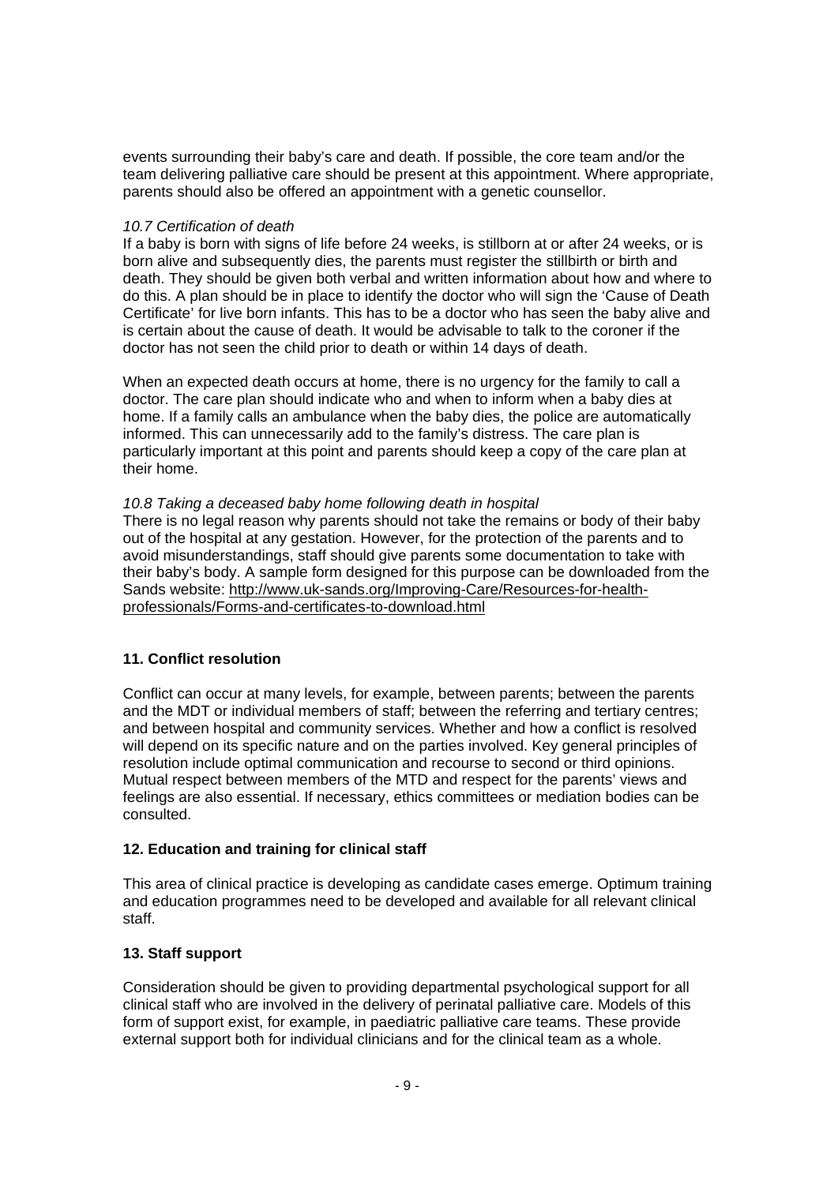events surrounding their baby's care and death. If possible, the core team and/or the team delivering palliative care should be present at this appointment. Where appropriate, parents should also be offered an appointment with a genetic counsellor.

*10.7 Certification of death*

If a baby is born with signs of life before 24 weeks, is stillborn at or after 24 weeks, or is born alive and subsequently dies, the parents must register the stillbirth or birth and death. They should be given both verbal and written information about how and where to do this. A plan should be in place to identify the doctor who will sign the 'Cause of Death Certificate' for live born infants. This has to be a doctor who has seen the baby alive and is certain about the cause of death. It would be advisable to talk to the coroner if the doctor has not seen the child prior to death or within 14 days of death.

When an expected death occurs at home, there is no urgency for the family to call a doctor. The care plan should indicate who and when to inform when a baby dies at home. If a family calls an ambulance when the baby dies, the police are automatically informed. This can unnecessarily add to the family's distress. The care plan is particularly important at this point and parents should keep a copy of the care plan at their home.

*10.8 Taking a deceased baby home following death in hospital*

There is no legal reason why parents should not take the remains or body of their baby out of the hospital at any gestation. However, for the protection of the parents and to avoid misunderstandings, staff should give parents some documentation to take with their baby's body. A sample form designed for this purpose can be downloaded from the Sands website: http://www.uk-sands.org/Improving-Care/Resources-for-health-professionals/Forms-and-certificates-to-download.html

## 11. Conflict resolution

Conflict can occur at many levels, for example, between parents; between the parents and the MDT or individual members of staff; between the referring and tertiary centres; and between hospital and community services. Whether and how a conflict is resolved will depend on its specific nature and on the parties involved. Key general principles of resolution include optimal communication and recourse to second or third opinions. Mutual respect between members of the MTD and respect for the parents' views and feelings are also essential. If necessary, ethics committees or mediation bodies can be consulted.

## 12. Education and training for clinical staff

This area of clinical practice is developing as candidate cases emerge. Optimum training and education programmes need to be developed and available for all relevant clinical staff.

## 13. Staff support

Consideration should be given to providing departmental psychological support for all clinical staff who are involved in the delivery of perinatal palliative care. Models of this form of support exist, for example, in paediatric palliative care teams. These provide external support both for individual clinicians and for the clinical team as a whole.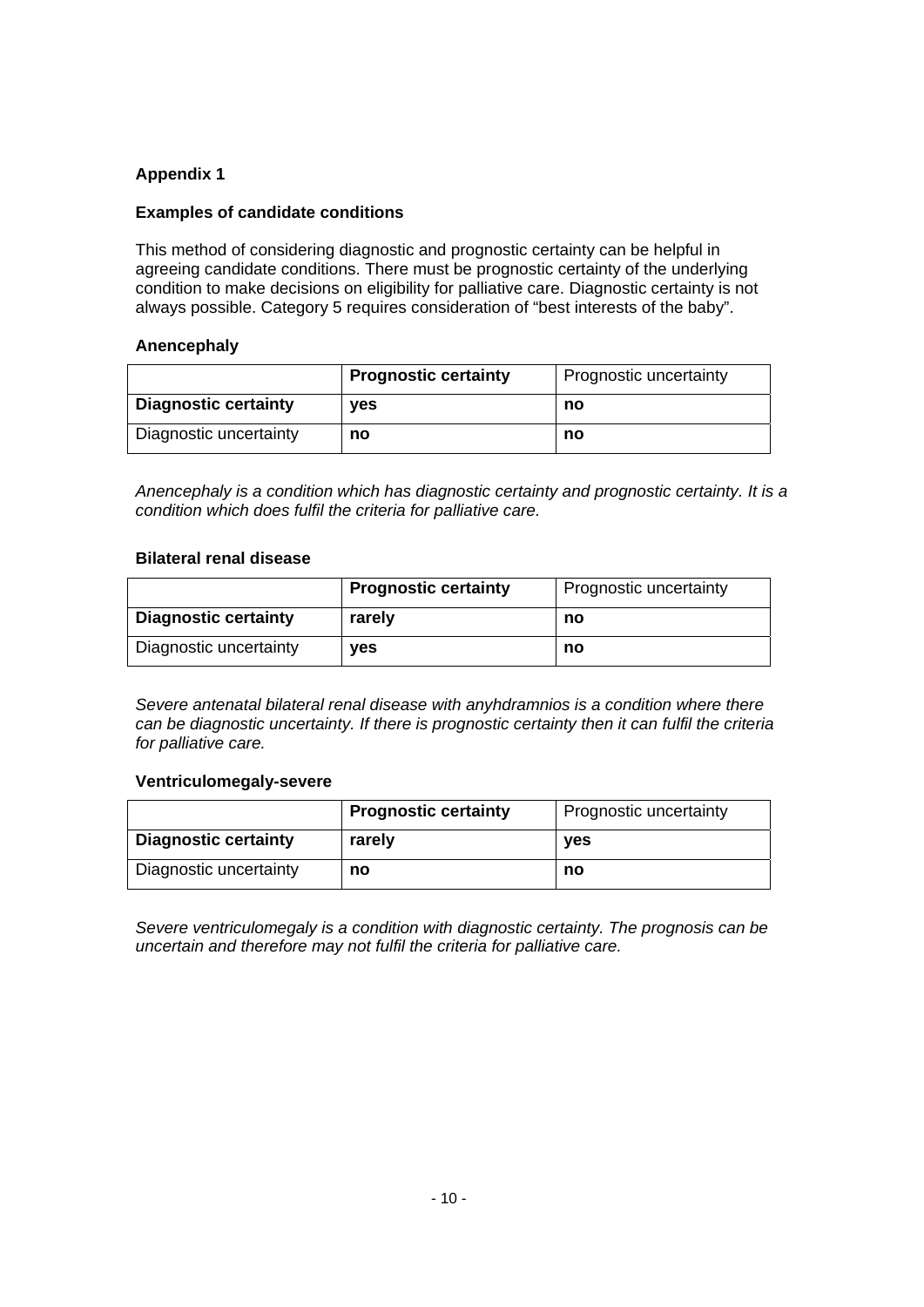## Appendix 1

### Examples of candidate conditions

This method of considering diagnostic and prognostic certainty can be helpful in agreeing candidate conditions. There must be prognostic certainty of the underlying condition to make decisions on eligibility for palliative care. Diagnostic certainty is not always possible. Category 5 requires consideration of “best interests of the baby”.

#### Anencephaly

| | **Prognostic certainty** | Prognostic uncertainty |
|---|---|---|
| **Diagnostic certainty** | **yes** | **no** |
| Diagnostic uncertainty | **no** | **no** |

*Anencephaly is a condition which has diagnostic certainty and prognostic certainty. It is a condition which does fulfil the criteria for palliative care.*

#### Bilateral renal disease

| | **Prognostic certainty** | Prognostic uncertainty |
|---|---|---|
| **Diagnostic certainty** | **rarely** | **no** |
| Diagnostic uncertainty | **yes** | **no** |

*Severe antenatal bilateral renal disease with anyhdramnios is a condition where there can be diagnostic uncertainty. If there is prognostic certainty then it can fulfil the criteria for palliative care.*

#### Ventriculomegaly-severe

| | **Prognostic certainty** | Prognostic uncertainty |
|---|---|---|
| **Diagnostic certainty** | **rarely** | **yes** |
| Diagnostic uncertainty | **no** | **no** |

*Severe ventriculomegaly is a condition with diagnostic certainty. The prognosis can be uncertain and therefore may not fulfil the criteria for palliative care.*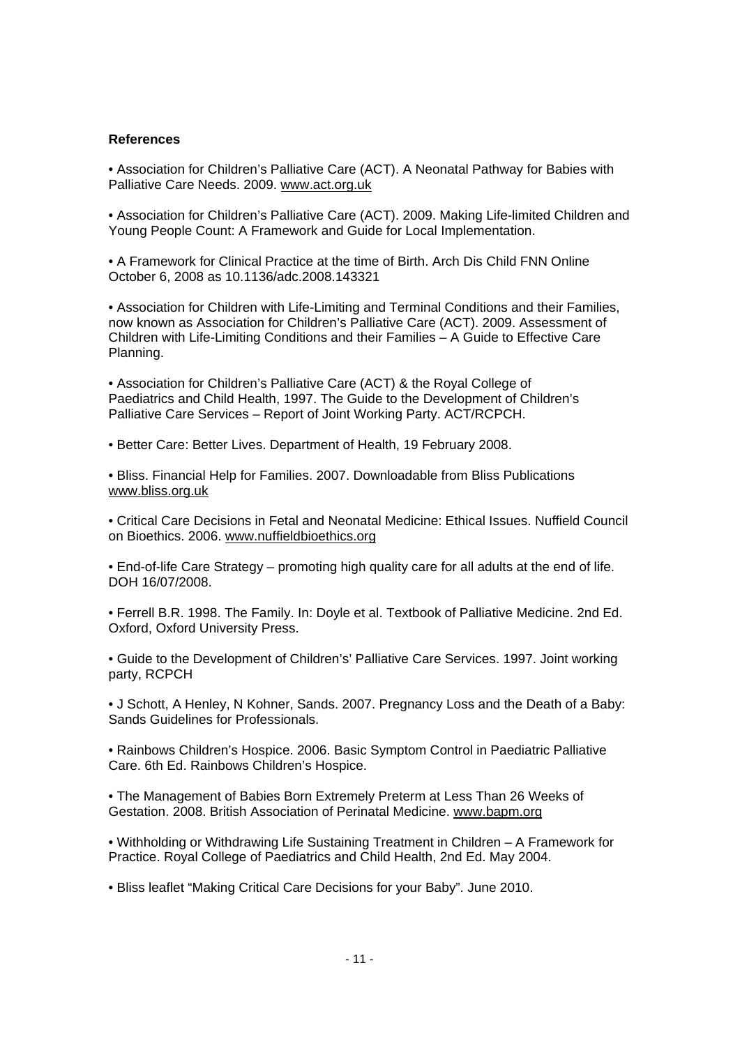**References**

- Association for Children's Palliative Care (ACT). A Neonatal Pathway for Babies with Palliative Care Needs. 2009. www.act.org.uk

- Association for Children's Palliative Care (ACT). 2009. Making Life-limited Children and Young People Count: A Framework and Guide for Local Implementation.

- A Framework for Clinical Practice at the time of Birth. Arch Dis Child FNN Online October 6, 2008 as 10.1136/adc.2008.143321

- Association for Children with Life-Limiting and Terminal Conditions and their Families, now known as Association for Children's Palliative Care (ACT). 2009. Assessment of Children with Life-Limiting Conditions and their Families – A Guide to Effective Care Planning.

- Association for Children's Palliative Care (ACT) & the Royal College of Paediatrics and Child Health, 1997. The Guide to the Development of Children's Palliative Care Services – Report of Joint Working Party. ACT/RCPCH.

- Better Care: Better Lives. Department of Health, 19 February 2008.

- Bliss. Financial Help for Families. 2007. Downloadable from Bliss Publications www.bliss.org.uk

- Critical Care Decisions in Fetal and Neonatal Medicine: Ethical Issues. Nuffield Council on Bioethics. 2006. www.nuffieldbioethics.org

- End-of-life Care Strategy – promoting high quality care for all adults at the end of life. DOH 16/07/2008.

- Ferrell B.R. 1998. The Family. In: Doyle et al. Textbook of Palliative Medicine. 2nd Ed. Oxford, Oxford University Press.

- Guide to the Development of Children's' Palliative Care Services. 1997. Joint working party, RCPCH

- J Schott, A Henley, N Kohner, Sands. 2007. Pregnancy Loss and the Death of a Baby: Sands Guidelines for Professionals.

- Rainbows Children's Hospice. 2006. Basic Symptom Control in Paediatric Palliative Care. 6th Ed. Rainbows Children's Hospice.

- The Management of Babies Born Extremely Preterm at Less Than 26 Weeks of Gestation. 2008. British Association of Perinatal Medicine. www.bapm.org

- Withholding or Withdrawing Life Sustaining Treatment in Children – A Framework for Practice. Royal College of Paediatrics and Child Health, 2nd Ed. May 2004.

- Bliss leaflet "Making Critical Care Decisions for your Baby". June 2010.